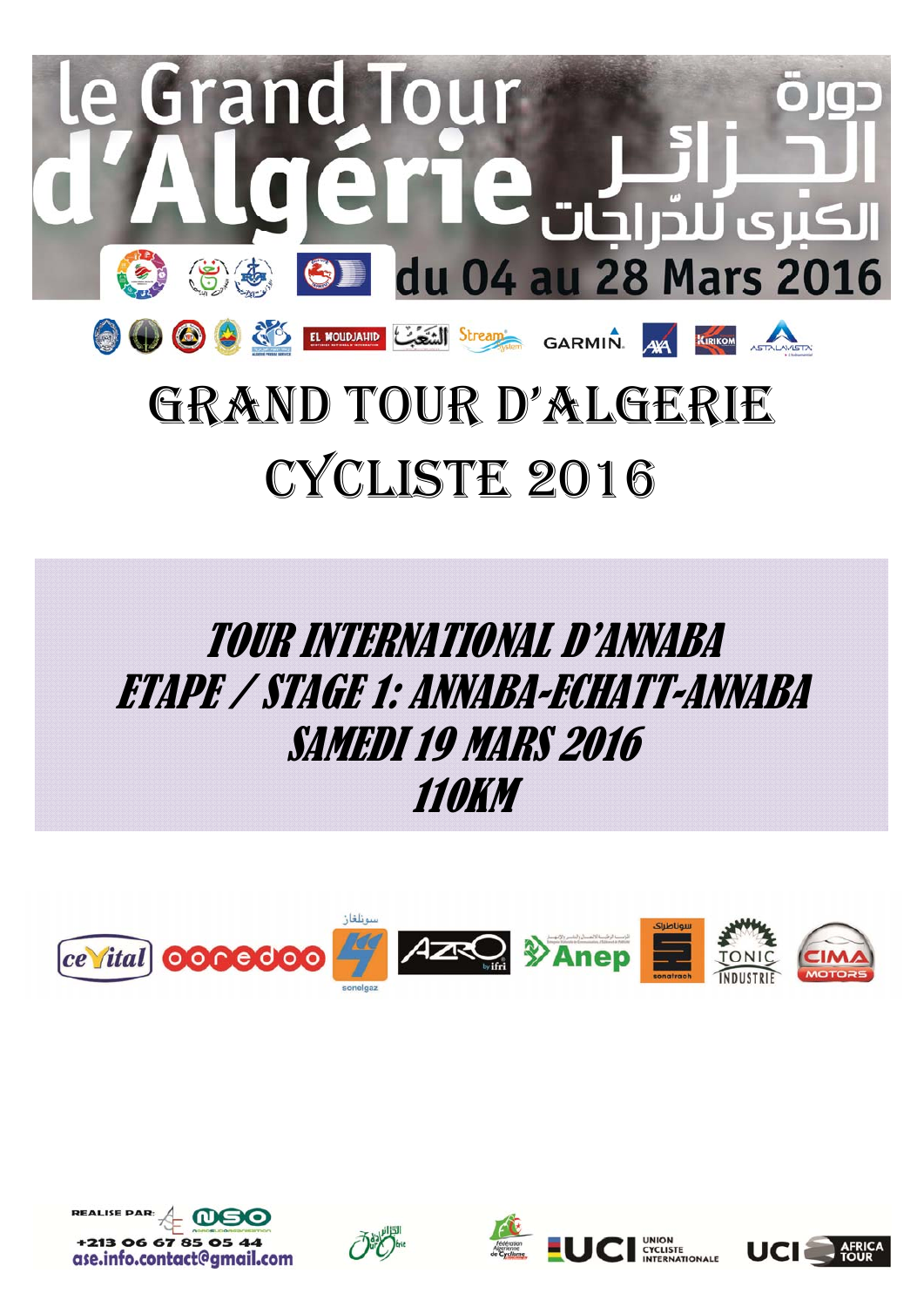# le Grand Tour d'Algérie

دورة الجزائر الكبرى للدّراجات

du 04 au 28 Mars 2016

# GRAND TOUR D'ALGERIE CYCLISTE 2016

## *TOUR INTERNATIONAL D'ANNABA*
## *ETAPE / STAGE 1: ANNABA-ECHATT-ANNABA*
## *SAMEDI 19 MARS 2016*
## *110KM*

REALISE PAR: NSO

+213 06 67 85 05 44

ase.info.contact@gmail.com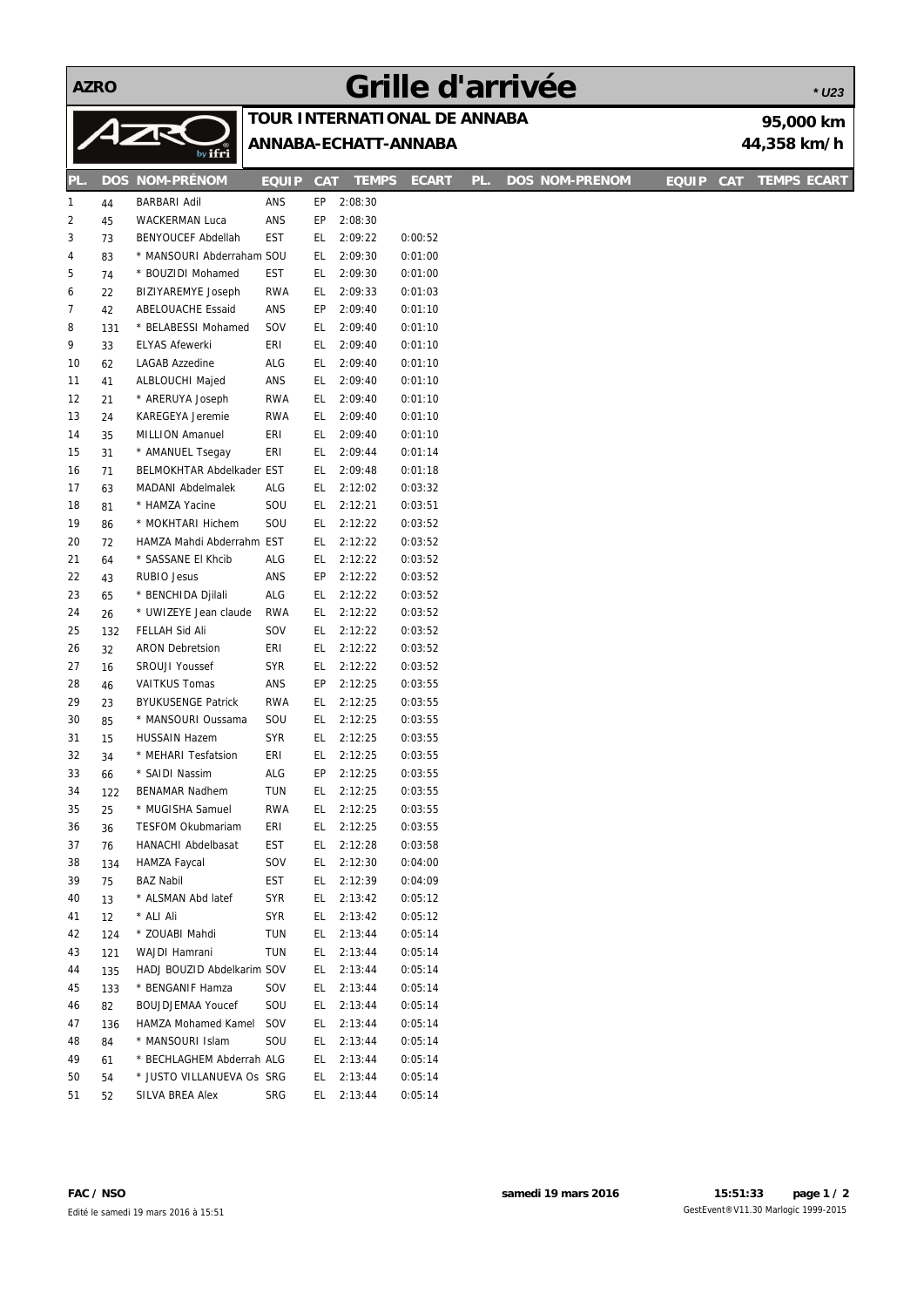**AZRO**

# Grille d'arrivée

*** U23**

## TOUR INTERNATIONAL DE ANNABA

## ANNABA-ECHATT-ANNABA

**95,000 km**

**44,358 km/h**

| PL. | DOS | NOM-PRÉNOM | EQUIP | CAT | TEMPS | ECART |
|---|---|---|---|---|---|---|
| 1 | 44 | BARBARI Adil | ANS | EP | 2:08:30 | |
| 2 | 45 | WACKERMAN Luca | ANS | EP | 2:08:30 | |
| 3 | 73 | BENYOUCEF Abdellah | EST | EL | 2:09:22 | 0:00:52 |
| 4 | 83 | * MANSOURI Abderraham | SOU | EL | 2:09:30 | 0:01:00 |
| 5 | 74 | * BOUZIDI Mohamed | EST | EL | 2:09:30 | 0:01:00 |
| 6 | 22 | BIZIYAREMYE Joseph | RWA | EL | 2:09:33 | 0:01:03 |
| 7 | 42 | ABELOUACHE Essaid | ANS | EP | 2:09:40 | 0:01:10 |
| 8 | 131 | * BELABESSI Mohamed | SOV | EL | 2:09:40 | 0:01:10 |
| 9 | 33 | ELYAS Afewerki | ERI | EL | 2:09:40 | 0:01:10 |
| 10 | 62 | LAGAB Azzedine | ALG | EL | 2:09:40 | 0:01:10 |
| 11 | 41 | ALBLOUCHI Majed | ANS | EL | 2:09:40 | 0:01:10 |
| 12 | 21 | * ARERUYA Joseph | RWA | EL | 2:09:40 | 0:01:10 |
| 13 | 24 | KAREGEYA Jeremie | RWA | EL | 2:09:40 | 0:01:10 |
| 14 | 35 | MILLION Amanuel | ERI | EL | 2:09:40 | 0:01:10 |
| 15 | 31 | * AMANUEL Tsegay | ERI | EL | 2:09:44 | 0:01:14 |
| 16 | 71 | BELMOKHTAR Abdelkader | EST | EL | 2:09:48 | 0:01:18 |
| 17 | 63 | MADANI Abdelmalek | ALG | EL | 2:12:02 | 0:03:32 |
| 18 | 81 | * HAMZA Yacine | SOU | EL | 2:12:21 | 0:03:51 |
| 19 | 86 | * MOKHTARI Hichem | SOU | EL | 2:12:22 | 0:03:52 |
| 20 | 72 | HAMZA Mahdi Abderrahm | EST | EL | 2:12:22 | 0:03:52 |
| 21 | 64 | * SASSANE El Khcib | ALG | EL | 2:12:22 | 0:03:52 |
| 22 | 43 | RUBIO Jesus | ANS | EP | 2:12:22 | 0:03:52 |
| 23 | 65 | * BENCHIDA Djilali | ALG | EL | 2:12:22 | 0:03:52 |
| 24 | 26 | * UWIZEYE Jean claude | RWA | EL | 2:12:22 | 0:03:52 |
| 25 | 132 | FELLAH Sid Ali | SOV | EL | 2:12:22 | 0:03:52 |
| 26 | 32 | ARON Debretsion | ERI | EL | 2:12:22 | 0:03:52 |
| 27 | 16 | SROUJI Youssef | SYR | EL | 2:12:22 | 0:03:52 |
| 28 | 46 | VAITKUS Tomas | ANS | EP | 2:12:25 | 0:03:55 |
| 29 | 23 | BYUKUSENGE Patrick | RWA | EL | 2:12:25 | 0:03:55 |
| 30 | 85 | * MANSOURI Oussama | SOU | EL | 2:12:25 | 0:03:55 |
| 31 | 15 | HUSSAIN Hazem | SYR | EL | 2:12:25 | 0:03:55 |
| 32 | 34 | * MEHARI Tesfatsion | ERI | EL | 2:12:25 | 0:03:55 |
| 33 | 66 | * SAIDI Nassim | ALG | EP | 2:12:25 | 0:03:55 |
| 34 | 122 | BENAMAR Nadhem | TUN | EL | 2:12:25 | 0:03:55 |
| 35 | 25 | * MUGISHA Samuel | RWA | EL | 2:12:25 | 0:03:55 |
| 36 | 36 | TESFOM Okubmariam | ERI | EL | 2:12:25 | 0:03:55 |
| 37 | 76 | HANACHI Abdelbasat | EST | EL | 2:12:28 | 0:03:58 |
| 38 | 134 | HAMZA Faycal | SOV | EL | 2:12:30 | 0:04:00 |
| 39 | 75 | BAZ Nabil | EST | EL | 2:12:39 | 0:04:09 |
| 40 | 13 | * ALSMAN Abd latef | SYR | EL | 2:13:42 | 0:05:12 |
| 41 | 12 | * ALI Ali | SYR | EL | 2:13:42 | 0:05:12 |
| 42 | 124 | * ZOUABI Mahdi | TUN | EL | 2:13:44 | 0:05:14 |
| 43 | 121 | WAJDI Hamrani | TUN | EL | 2:13:44 | 0:05:14 |
| 44 | 135 | HADJ BOUZID Abdelkarim | SOV | EL | 2:13:44 | 0:05:14 |
| 45 | 133 | * BENGANIF Hamza | SOV | EL | 2:13:44 | 0:05:14 |
| 46 | 82 | BOUJDJEMAA Youcef | SOU | EL | 2:13:44 | 0:05:14 |
| 47 | 136 | HAMZA Mohamed Kamel | SOV | EL | 2:13:44 | 0:05:14 |
| 48 | 84 | * MANSOURI Islam | SOU | EL | 2:13:44 | 0:05:14 |
| 49 | 61 | * BECHLAGHEM Abderrah | ALG | EL | 2:13:44 | 0:05:14 |
| 50 | 54 | * JUSTO VILLANUEVA Os | SRG | EL | 2:13:44 | 0:05:14 |
| 51 | 52 | SILVA BREA Alex | SRG | EL | 2:13:44 | 0:05:14 |

FAC / NSO

Edité le samedi 19 mars 2016 à 15:51

samedi 19 mars 2016 15:51:33

GestEvent®V11.30 Marlogic 1999-2015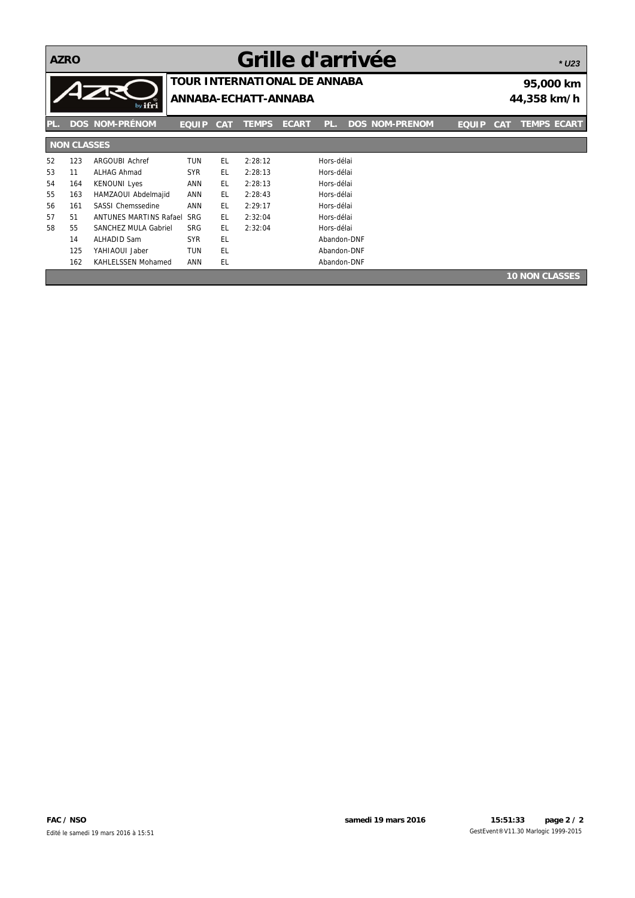# Grille d'arrivée

AZRO

*\* U23*

**TOUR INTERNATIONAL DE ANNABA**

**ANNABA-ECHATT-ANNABA**

**95,000 km**

**44,358 km/h**

| PL. | DOS | NOM-PRÉNOM | EQUIP | CAT | TEMPS | ECART | PL. | DOS | NOM-PRENOM | EQUIP | CAT | TEMPS | ECART |
|---|---|---|---|---|---|---|---|---|---|---|---|---|---|
| **NON CLASSES** | | | | | | | | | | | | | |
| 52 | 123 | ARGOUBI Achref | TUN | EL | 2:28:12 | | Hors-délai | | | | | | |
| 53 | 11 | ALHAG Ahmad | SYR | EL | 2:28:13 | | Hors-délai | | | | | | |
| 54 | 164 | KENOUNI Lyes | ANN | EL | 2:28:13 | | Hors-délai | | | | | | |
| 55 | 163 | HAMZAOUI Abdelmajid | ANN | EL | 2:28:43 | | Hors-délai | | | | | | |
| 56 | 161 | SASSI Chemssedine | ANN | EL | 2:29:17 | | Hors-délai | | | | | | |
| 57 | 51 | ANTUNES MARTINS Rafael | SRG | EL | 2:32:04 | | Hors-délai | | | | | | |
| 58 | 55 | SANCHEZ MULA Gabriel | SRG | EL | 2:32:04 | | Hors-délai | | | | | | |
| | 14 | ALHADID Sam | SYR | EL | | | Abandon-DNF | | | | | | |
| | 125 | YAHIAOUI Jaber | TUN | EL | | | Abandon-DNF | | | | | | |
| | 162 | KAHLELSSEN Mohamed | ANN | EL | | | Abandon-DNF | | | | | | |

**10 NON CLASSES**

FAC / NSO

Edité le samedi 19 mars 2016 à 15:51

**samedi 19 mars 2016** **15:51:33**

GestEvent®V11.30 Marlogic 1999-2015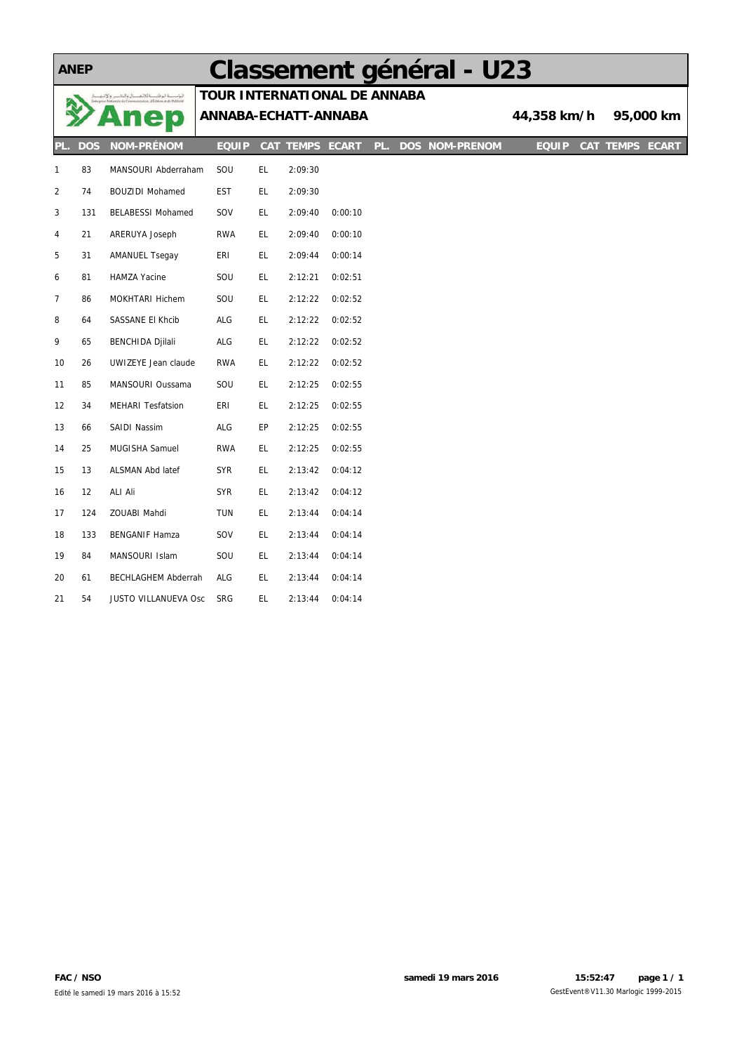ANEP

# Classement général - U23

## TOUR INTERNATIONAL DE ANNABA

**ANNABA-ECHATT-ANNABA** **44,358 km/h** **95,000 km**

| PL. | DOS | NOM-PRÉNOM | EQUIP | CAT | TEMPS | ECART |
|---|---|---|---|---|---|---|
| 1 | 83 | MANSOURI Abderraham | SOU | EL | 2:09:30 | |
| 2 | 74 | BOUZIDI Mohamed | EST | EL | 2:09:30 | |
| 3 | 131 | BELABESSI Mohamed | SOV | EL | 2:09:40 | 0:00:10 |
| 4 | 21 | ARERUYA Joseph | RWA | EL | 2:09:40 | 0:00:10 |
| 5 | 31 | AMANUEL Tsegay | ERI | EL | 2:09:44 | 0:00:14 |
| 6 | 81 | HAMZA Yacine | SOU | EL | 2:12:21 | 0:02:51 |
| 7 | 86 | MOKHTARI Hichem | SOU | EL | 2:12:22 | 0:02:52 |
| 8 | 64 | SASSANE El Khcib | ALG | EL | 2:12:22 | 0:02:52 |
| 9 | 65 | BENCHIDA Djilali | ALG | EL | 2:12:22 | 0:02:52 |
| 10 | 26 | UWIZEYE Jean claude | RWA | EL | 2:12:22 | 0:02:52 |
| 11 | 85 | MANSOURI Oussama | SOU | EL | 2:12:25 | 0:02:55 |
| 12 | 34 | MEHARI Tesfatsion | ERI | EL | 2:12:25 | 0:02:55 |
| 13 | 66 | SAIDI Nassim | ALG | EP | 2:12:25 | 0:02:55 |
| 14 | 25 | MUGISHA Samuel | RWA | EL | 2:12:25 | 0:02:55 |
| 15 | 13 | ALSMAN Abd latef | SYR | EL | 2:13:42 | 0:04:12 |
| 16 | 12 | ALI Ali | SYR | EL | 2:13:42 | 0:04:12 |
| 17 | 124 | ZOUABI Mahdi | TUN | EL | 2:13:44 | 0:04:14 |
| 18 | 133 | BENGANIF Hamza | SOV | EL | 2:13:44 | 0:04:14 |
| 19 | 84 | MANSOURI Islam | SOU | EL | 2:13:44 | 0:04:14 |
| 20 | 61 | BECHLAGHEM Abderrah | ALG | EL | 2:13:44 | 0:04:14 |
| 21 | 54 | JUSTO VILLANUEVA Osc | SRG | EL | 2:13:44 | 0:04:14 |

**FAC / NSO** **samedi 19 mars 2016** **15:52:47**

Edité le samedi 19 mars 2016 à 15:52 GestEvent®V11.30 Marlogic 1999-2015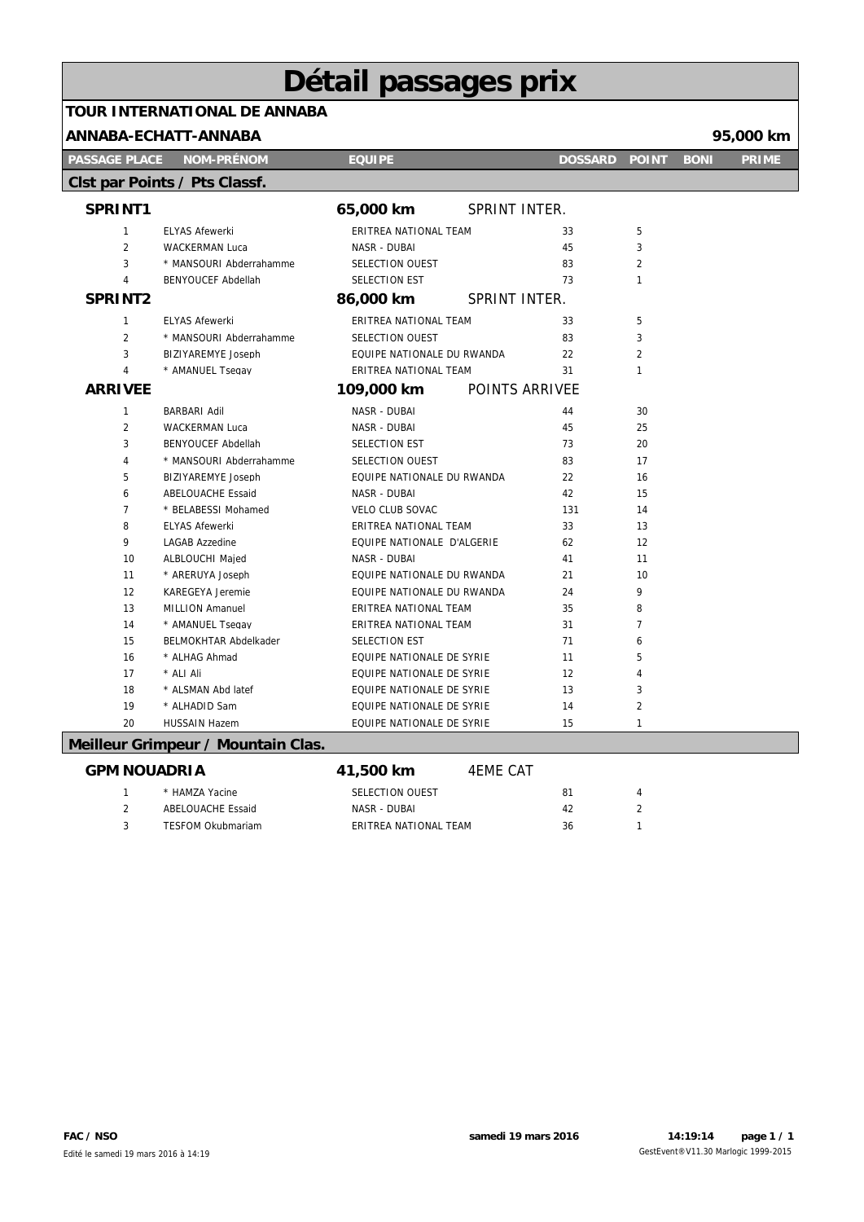# Détail passages prix

**TOUR INTERNATIONAL DE ANNABA**

**ANNABA-ECHATT-ANNABA** — **95,000 km**

| PASSAGE PLACE | NOM-PRÉNOM | EQUIPE | DOSSARD | POINT | BONI | PRIME |
|---|---|---|---|---|---|---|

## Clst par Points / Pts Classf.

### SPRINT1 — 65,000 km — SPRINT INTER.

| PASSAGE PLACE | NOM-PRÉNOM | EQUIPE | DOSSARD | POINT | BONI | PRIME |
|---|---|---|---|---|---|---|
| 1 | ELYAS Afewerki | ERITREA NATIONAL TEAM | 33 | 5 | | |
| 2 | WACKERMAN Luca | NASR - DUBAI | 45 | 3 | | |
| 3 | * MANSOURI Abderrahamme | SELECTION OUEST | 83 | 2 | | |
| 4 | BENYOUCEF Abdellah | SELECTION EST | 73 | 1 | | |

### SPRINT2 — 86,000 km — SPRINT INTER.

| PASSAGE PLACE | NOM-PRÉNOM | EQUIPE | DOSSARD | POINT | BONI | PRIME |
|---|---|---|---|---|---|---|
| 1 | ELYAS Afewerki | ERITREA NATIONAL TEAM | 33 | 5 | | |
| 2 | * MANSOURI Abderrahamme | SELECTION OUEST | 83 | 3 | | |
| 3 | BIZIYAREMYE Joseph | EQUIPE NATIONALE DU RWANDA | 22 | 2 | | |
| 4 | * AMANUEL Tsegay | ERITREA NATIONAL TEAM | 31 | 1 | | |

### ARRIVEE — 109,000 km — POINTS ARRIVEE

| PASSAGE PLACE | NOM-PRÉNOM | EQUIPE | DOSSARD | POINT | BONI | PRIME |
|---|---|---|---|---|---|---|
| 1 | BARBARI Adil | NASR - DUBAI | 44 | 30 | | |
| 2 | WACKERMAN Luca | NASR - DUBAI | 45 | 25 | | |
| 3 | BENYOUCEF Abdellah | SELECTION EST | 73 | 20 | | |
| 4 | * MANSOURI Abderrahamme | SELECTION OUEST | 83 | 17 | | |
| 5 | BIZIYAREMYE Joseph | EQUIPE NATIONALE DU RWANDA | 22 | 16 | | |
| 6 | ABELOUACHE Essaid | NASR - DUBAI | 42 | 15 | | |
| 7 | * BELABESSI Mohamed | VELO CLUB SOVAC | 131 | 14 | | |
| 8 | ELYAS Afewerki | ERITREA NATIONAL TEAM | 33 | 13 | | |
| 9 | LAGAB Azzedine | EQUIPE NATIONALE D'ALGERIE | 62 | 12 | | |
| 10 | ALBLOUCHI Majed | NASR - DUBAI | 41 | 11 | | |
| 11 | * ARERUYA Joseph | EQUIPE NATIONALE DU RWANDA | 21 | 10 | | |
| 12 | KAREGEYA Jeremie | EQUIPE NATIONALE DU RWANDA | 24 | 9 | | |
| 13 | MILLION Amanuel | ERITREA NATIONAL TEAM | 35 | 8 | | |
| 14 | * AMANUEL Tsegay | ERITREA NATIONAL TEAM | 31 | 7 | | |
| 15 | BELMOKHTAR Abdelkader | SELECTION EST | 71 | 6 | | |
| 16 | * ALHAG Ahmad | EQUIPE NATIONALE DE SYRIE | 11 | 5 | | |
| 17 | * ALI Ali | EQUIPE NATIONALE DE SYRIE | 12 | 4 | | |
| 18 | * ALSMAN Abd latef | EQUIPE NATIONALE DE SYRIE | 13 | 3 | | |
| 19 | * ALHADID Sam | EQUIPE NATIONALE DE SYRIE | 14 | 2 | | |
| 20 | HUSSAIN Hazem | EQUIPE NATIONALE DE SYRIE | 15 | 1 | | |

## Meilleur Grimpeur / Mountain Clas.

### GPM NOUADRIA — 41,500 km — 4EME CAT

| PASSAGE PLACE | NOM-PRÉNOM | EQUIPE | DOSSARD | POINT | BONI | PRIME |
|---|---|---|---|---|---|---|
| 1 | * HAMZA Yacine | SELECTION OUEST | 81 | 4 | | |
| 2 | ABELOUACHE Essaid | NASR - DUBAI | 42 | 2 | | |
| 3 | TESFOM Okubmariam | ERITREA NATIONAL TEAM | 36 | 1 | | |

FAC / NSO — samedi 19 mars 2016 — 14:19:14

Edité le samedi 19 mars 2016 à 14:19 — GestEvent®V11.30 Marlogic 1999-2015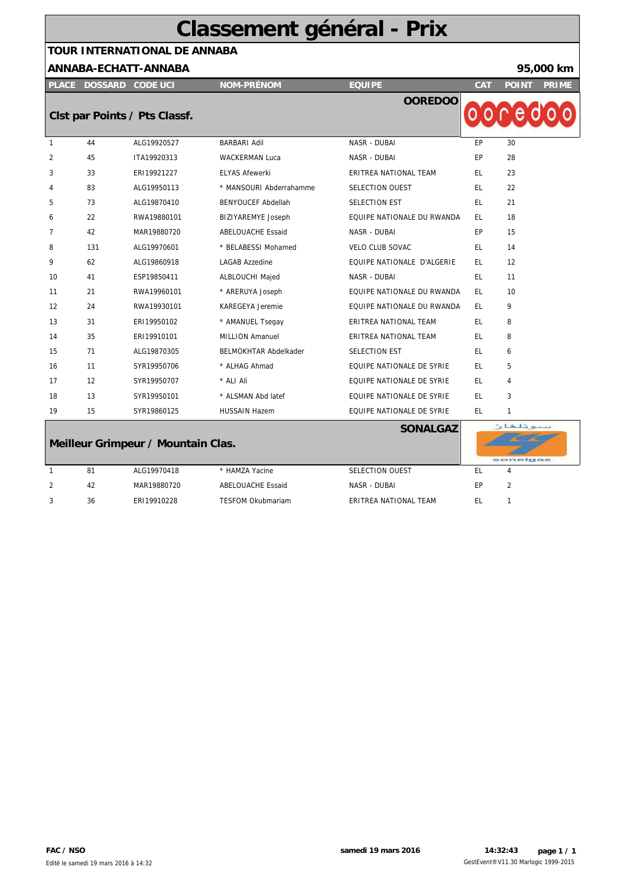# Classement général - Prix

**TOUR INTERNATIONAL DE ANNABA**

**ANNABA-ECHATT-ANNABA** **95,000 km**

| PLACE | DOSSARD | CODE UCI | NOM-PRÉNOM | EQUIPE | CAT | POINT | PRIME |
|---|---|---|---|---|---|---|---|
| **Clst par Points / Pts Classf.** | | | | **OOREDOO** | | | |
| 1 | 44 | ALG19920527 | BARBARI Adil | NASR - DUBAI | EP | 30 | |
| 2 | 45 | ITA19920313 | WACKERMAN Luca | NASR - DUBAI | EP | 28 | |
| 3 | 33 | ERI19921227 | ELYAS Afewerki | ERITREA NATIONAL TEAM | EL | 23 | |
| 4 | 83 | ALG19950113 | * MANSOURI Abderrahamme | SELECTION OUEST | EL | 22 | |
| 5 | 73 | ALG19870410 | BENYOUCEF Abdellah | SELECTION EST | EL | 21 | |
| 6 | 22 | RWA19880101 | BIZIYAREMYE Joseph | EQUIPE NATIONALE DU RWANDA | EL | 18 | |
| 7 | 42 | MAR19880720 | ABELOUACHE Essaid | NASR - DUBAI | EP | 15 | |
| 8 | 131 | ALG19970601 | * BELABESSI Mohamed | VELO CLUB SOVAC | EL | 14 | |
| 9 | 62 | ALG19860918 | LAGAB Azzedine | EQUIPE NATIONALE D'ALGERIE | EL | 12 | |
| 10 | 41 | ESP19850411 | ALBLOUCHI Majed | NASR - DUBAI | EL | 11 | |
| 11 | 21 | RWA19960101 | * ARERUYA Joseph | EQUIPE NATIONALE DU RWANDA | EL | 10 | |
| 12 | 24 | RWA19930101 | KAREGEYA Jeremie | EQUIPE NATIONALE DU RWANDA | EL | 9 | |
| 13 | 31 | ERI19950102 | * AMANUEL Tsegay | ERITREA NATIONAL TEAM | EL | 8 | |
| 14 | 35 | ERI19910101 | MILLION Amanuel | ERITREA NATIONAL TEAM | EL | 8 | |
| 15 | 71 | ALG19870305 | BELMOKHTAR Abdelkader | SELECTION EST | EL | 6 | |
| 16 | 11 | SYR19950706 | * ALHAG Ahmad | EQUIPE NATIONALE DE SYRIE | EL | 5 | |
| 17 | 12 | SYR19950707 | * ALI Ali | EQUIPE NATIONALE DE SYRIE | EL | 4 | |
| 18 | 13 | SYR19950101 | * ALSMAN Abd latef | EQUIPE NATIONALE DE SYRIE | EL | 3 | |
| 19 | 15 | SYR19860125 | HUSSAIN Hazem | EQUIPE NATIONALE DE SYRIE | EL | 1 | |
| **Meilleur Grimpeur / Mountain Clas.** | | | | **SONALGAZ** | | | |
| 1 | 81 | ALG19970418 | * HAMZA Yacine | SELECTION OUEST | EL | 4 | |
| 2 | 42 | MAR19880720 | ABELOUACHE Essaid | NASR - DUBAI | EP | 2 | |
| 3 | 36 | ERI19910228 | TESFOM Okubmariam | ERITREA NATIONAL TEAM | EL | 1 | |

**FAC / NSO** **samedi 19 mars 2016** **14:32:43**

Edité le samedi 19 mars 2016 à 14:32 GestEvent®V11.30 Marlogic 1999-2015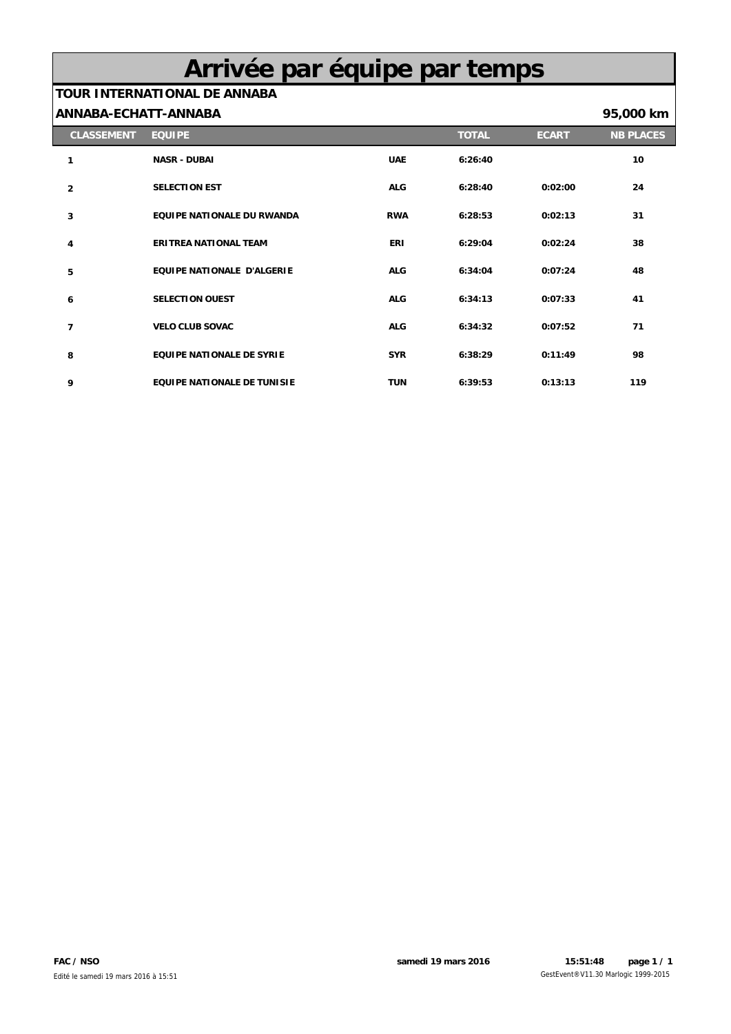# Arrivée par équipe par temps

**TOUR INTERNATIONAL DE ANNABA**

**ANNABA-ECHATT-ANNABA** **95,000 km**

| CLASSEMENT | EQUIPE | | TOTAL | ECART | NB PLACES |
|---|---|---|---|---|---|
| 1 | NASR - DUBAI | UAE | 6:26:40 | | 10 |
| 2 | SELECTION EST | ALG | 6:28:40 | 0:02:00 | 24 |
| 3 | EQUIPE NATIONALE DU RWANDA | RWA | 6:28:53 | 0:02:13 | 31 |
| 4 | ERITREA NATIONAL TEAM | ERI | 6:29:04 | 0:02:24 | 38 |
| 5 | EQUIPE NATIONALE D'ALGERIE | ALG | 6:34:04 | 0:07:24 | 48 |
| 6 | SELECTION OUEST | ALG | 6:34:13 | 0:07:33 | 41 |
| 7 | VELO CLUB SOVAC | ALG | 6:34:32 | 0:07:52 | 71 |
| 8 | EQUIPE NATIONALE DE SYRIE | SYR | 6:38:29 | 0:11:49 | 98 |
| 9 | EQUIPE NATIONALE DE TUNISIE | TUN | 6:39:53 | 0:13:13 | 119 |

**FAC / NSO** **samedi 19 mars 2016** **15:51:48**

Edité le samedi 19 mars 2016 à 15:51 GestEvent®V11.30 Marlogic 1999-2015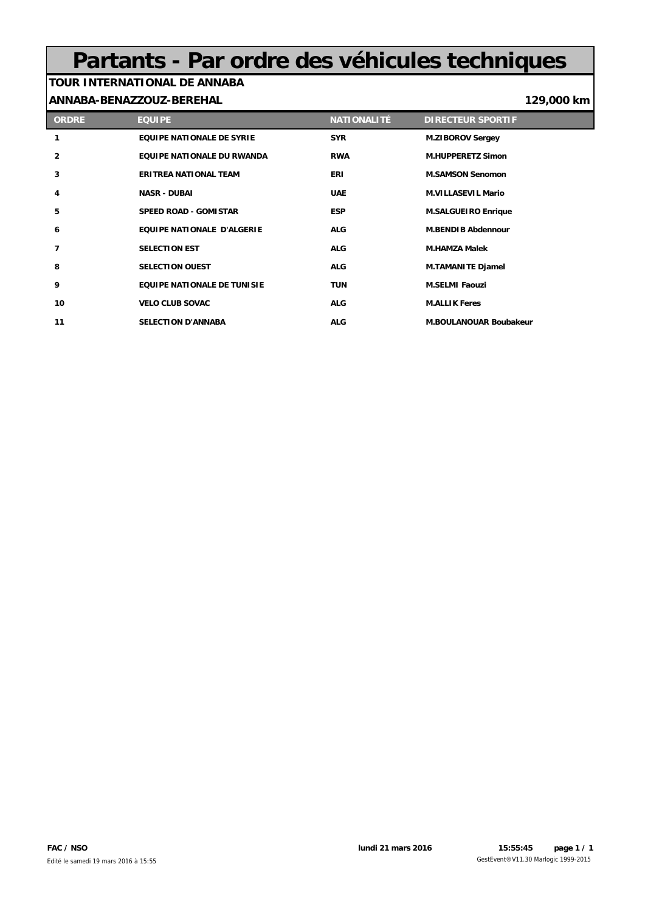# Partants - Par ordre des véhicules techniques

**TOUR INTERNATIONAL DE ANNABA**

**ANNABA-BENAZZOUZ-BEREHAL** **129,000 km**

| ORDRE | EQUIPE | NATIONALITÉ | DIRECTEUR SPORTIF |
|---|---|---|---|
| 1 | EQUIPE NATIONALE DE SYRIE | SYR | M.ZIBOROV Sergey |
| 2 | EQUIPE NATIONALE DU RWANDA | RWA | M.HUPPERETZ Simon |
| 3 | ERITREA NATIONAL TEAM | ERI | M.SAMSON Senomon |
| 4 | NASR - DUBAI | UAE | M.VILLASEVIL Mario |
| 5 | SPEED ROAD - GOMISTAR | ESP | M.SALGUEIRO Enrique |
| 6 | EQUIPE NATIONALE D'ALGERIE | ALG | M.BENDIB Abdennour |
| 7 | SELECTION EST | ALG | M.HAMZA Malek |
| 8 | SELECTION OUEST | ALG | M.TAMANITE Djamel |
| 9 | EQUIPE NATIONALE DE TUNISIE | TUN | M.SELMI Faouzi |
| 10 | VELO CLUB SOVAC | ALG | M.ALLIK Feres |
| 11 | SELECTION D'ANNABA | ALG | M.BOULANOUAR Boubakeur |

**FAC / NSO** **lundi 21 mars 2016** **15:55:45**

Edité le samedi 19 mars 2016 à 15:55 GestEvent®V11.30 Marlogic 1999-2015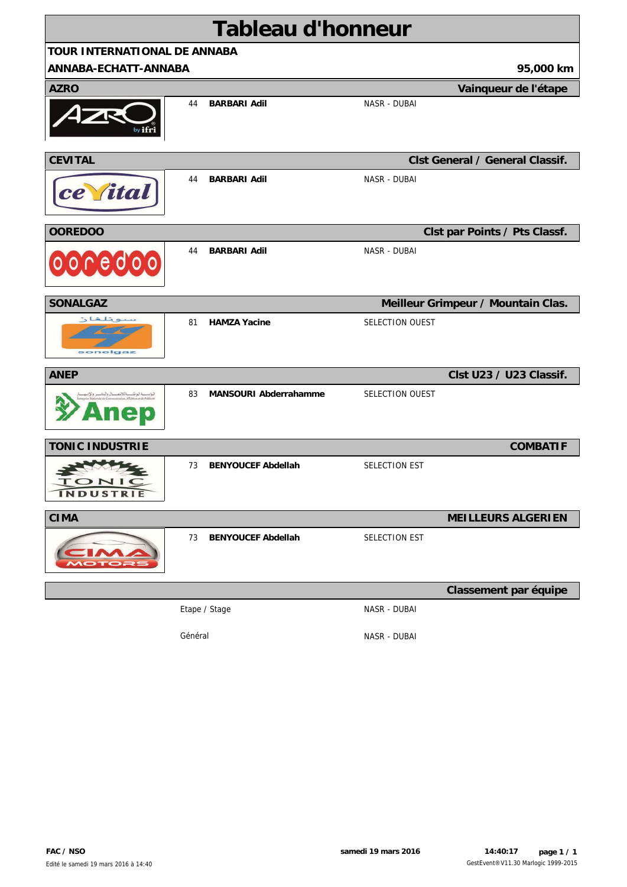# Tableau d'honneur

**TOUR INTERNATIONAL DE ANNABA**

**ANNABA-ECHATT-ANNABA** — **95,000 km**

| Sponsor | Classement | N° | Coureur | Équipe |
|---|---|---|---|---|
| **AZRO** | **Vainqueur de l'étape** | 44 | **BARBARI Adil** | NASR - DUBAI |
| **CEVITAL** | **Clst General / General Classif.** | 44 | **BARBARI Adil** | NASR - DUBAI |
| **OOREDOO** | **Clst par Points / Pts Classf.** | 44 | **BARBARI Adil** | NASR - DUBAI |
| **SONALGAZ** | **Meilleur Grimpeur / Mountain Clas.** | 81 | **HAMZA Yacine** | SELECTION OUEST |
| **ANEP** | **Clst U23 / U23 Classif.** | 83 | **MANSOURI Abderrahamme** | SELECTION OUEST |
| **TONIC INDUSTRIE** | **COMBATIF** | 73 | **BENYOUCEF Abdellah** | SELECTION EST |
| **CIMA** | **MEILLEURS ALGERIEN** | 73 | **BENYOUCEF Abdellah** | SELECTION EST |

**Classement par équipe**

| | Équipe |
|---|---|
| Etape / Stage | NASR - DUBAI |
| Général | NASR - DUBAI |

**FAC / NSO**

Edité le samedi 19 mars 2016 à 14:40

**samedi 19 mars 2016** **14:40:17**

GestEvent® V11.30 Marlogic 1999-2015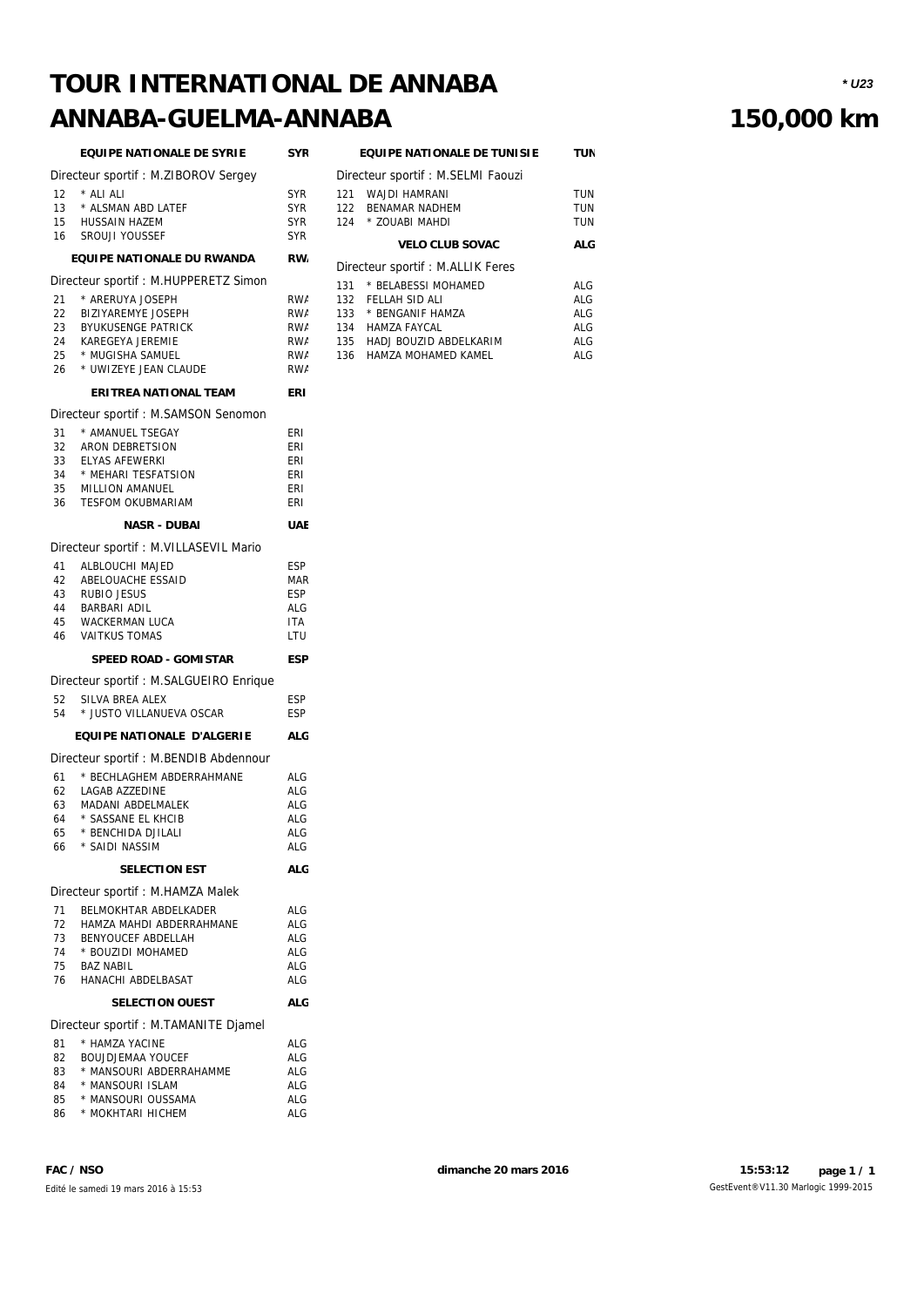# TOUR INTERNATIONAL DE ANNABA

*\* U23*

# ANNABA-GUELMA-ANNABA

## 150,000 km

| | **EQUIPE NATIONALE DE SYRIE** | **SYR** |
|---|---|---|
| | Directeur sportif : M.ZIBOROV Sergey | |
| 12 | * ALI ALI | SYR |
| 13 | * ALSMAN ABD LATEF | SYR |
| 15 | HUSSAIN HAZEM | SYR |
| 16 | SROUJI YOUSSEF | SYR |

| | **EQUIPE NATIONALE DU RWANDA** | **RWA** |
|---|---|---|
| | Directeur sportif : M.HUPPERETZ Simon | |
| 21 | * ARERUYA JOSEPH | RWA |
| 22 | BIZIYAREMYE JOSEPH | RWA |
| 23 | BYUKUSENGE PATRICK | RWA |
| 24 | KAREGEYA JEREMIE | RWA |
| 25 | * MUGISHA SAMUEL | RWA |
| 26 | * UWIZEYE JEAN CLAUDE | RWA |

| | **ERITREA NATIONAL TEAM** | **ERI** |
|---|---|---|
| | Directeur sportif : M.SAMSON Senomon | |
| 31 | * AMANUEL TSEGAY | ERI |
| 32 | ARON DEBRETSION | ERI |
| 33 | ELYAS AFEWERKI | ERI |
| 34 | * MEHARI TESFATSION | ERI |
| 35 | MILLION AMANUEL | ERI |
| 36 | TESFOM OKUBMARIAM | ERI |

| | **NASR - DUBAI** | **UAE** |
|---|---|---|
| | Directeur sportif : M.VILLASEVIL Mario | |
| 41 | ALBLOUCHI MAJED | ESP |
| 42 | ABELOUACHE ESSAID | MAR |
| 43 | RUBIO JESUS | ESP |
| 44 | BARBARI ADIL | ALG |
| 45 | WACKERMAN LUCA | ITA |
| 46 | VAITKUS TOMAS | LTU |

| | **SPEED ROAD - GOMISTAR** | **ESP** |
|---|---|---|
| | Directeur sportif : M.SALGUEIRO Enrique | |
| 52 | SILVA BREA ALEX | ESP |
| 54 | * JUSTO VILLANUEVA OSCAR | ESP |

| | **EQUIPE NATIONALE D'ALGERIE** | **ALG** |
|---|---|---|
| | Directeur sportif : M.BENDIB Abdennour | |
| 61 | * BECHLAGHEM ABDERRAHMANE | ALG |
| 62 | LAGAB AZZEDINE | ALG |
| 63 | MADANI ABDELMALEK | ALG |
| 64 | * SASSANE EL KHCIB | ALG |
| 65 | * BENCHIDA DJILALI | ALG |
| 66 | * SAIDI NASSIM | ALG |

| | **SELECTION EST** | **ALG** |
|---|---|---|
| | Directeur sportif : M.HAMZA Malek | |
| 71 | BELMOKHTAR ABDELKADER | ALG |
| 72 | HAMZA MAHDI ABDERRAHMANE | ALG |
| 73 | BENYOUCEF ABDELLAH | ALG |
| 74 | * BOUZIDI MOHAMED | ALG |
| 75 | BAZ NABIL | ALG |
| 76 | HANACHI ABDELBASAT | ALG |

| | **SELECTION OUEST** | **ALG** |
|---|---|---|
| | Directeur sportif : M.TAMANITE Djamel | |
| 81 | * HAMZA YACINE | ALG |
| 82 | BOUJDJEMAA YOUCEF | ALG |
| 83 | * MANSOURI ABDERRAHAMME | ALG |
| 84 | * MANSOURI ISLAM | ALG |
| 85 | * MANSOURI OUSSAMA | ALG |
| 86 | * MOKHTARI HICHEM | ALG |

| | **EQUIPE NATIONALE DE TUNISIE** | **TUN** |
|---|---|---|
| | Directeur sportif : M.SELMI Faouzi | |
| 121 | WAJDI HAMRANI | TUN |
| 122 | BENAMAR NADHEM | TUN |
| 124 | * ZOUABI MAHDI | TUN |

| | **VELO CLUB SOVAC** | **ALG** |
|---|---|---|
| | Directeur sportif : M.ALLIK Feres | |
| 131 | * BELABESSI MOHAMED | ALG |
| 132 | FELLAH SID ALI | ALG |
| 133 | * BENGANIF HAMZA | ALG |
| 134 | HAMZA FAYCAL | ALG |
| 135 | HADJ BOUZID ABDELKARIM | ALG |
| 136 | HAMZA MOHAMED KAMEL | ALG |

FAC / NSO — dimanche 20 mars 2016 — 15:53:12

Edité le samedi 19 mars 2016 à 15:53 — GestEvent®V11.30 Marlogic 1999-2015